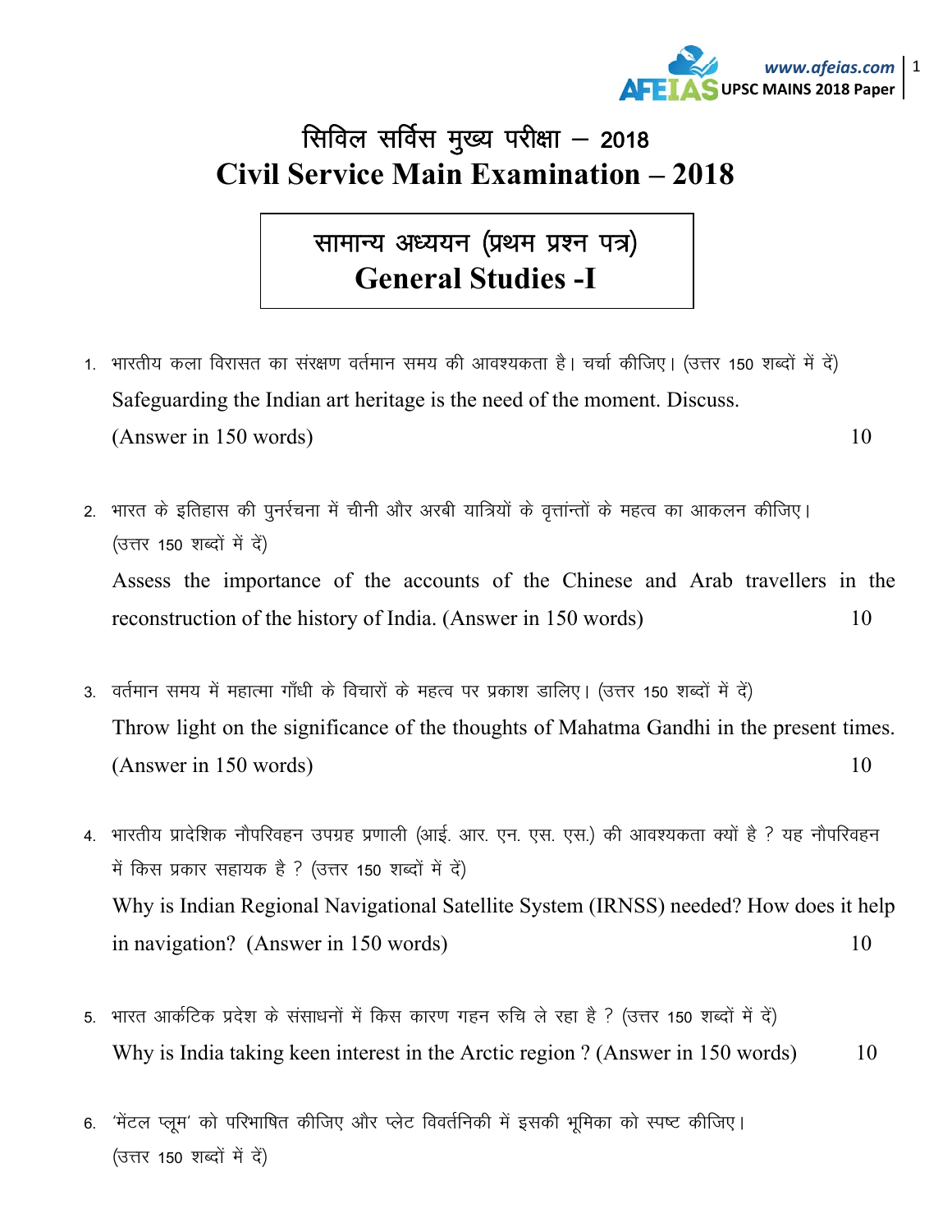# सिविल सर्विस मुख्य परीक्षा – 2018
# Civil Service Main Examination – 2018

## सामान्य अध्ययन (प्रथम प्रश्न पत्र)
## General Studies -I

1. भारतीय कला विरासत का संरक्षण वर्तमान समय की आवश्यकता है। चर्चा कीजिए। (उत्तर 150 शब्दों में दें)
   Safeguarding the Indian art heritage is the need of the moment. Discuss.
   (Answer in 150 words) 10

2. भारत के इतिहास की पुनर्रचना में चीनी और अरबी यात्रियों के वृत्तांन्तों के महत्व का आकलन कीजिए। (उत्तर 150 शब्दों में दें)
   Assess the importance of the accounts of the Chinese and Arab travellers in the reconstruction of the history of India. (Answer in 150 words) 10

3. वर्तमान समय में महात्मा गाँधी के विचारों के महत्व पर प्रकाश डालिए। (उत्तर 150 शब्दों में दें)
   Throw light on the significance of the thoughts of Mahatma Gandhi in the present times.
   (Answer in 150 words) 10

4. भारतीय प्रादेशिक नौपरिवहन उपग्रह प्रणाली (आई. आर. एन. एस. एस.) की आवश्यकता क्यों है ? यह नौपरिवहन में किस प्रकार सहायक है ? (उत्तर 150 शब्दों में दें)
   Why is Indian Regional Navigational Satellite System (IRNSS) needed? How does it help in navigation? (Answer in 150 words) 10

5. भारत आर्कटिक प्रदेश के संसाधनों में किस कारण गहन रुचि ले रहा है ? (उत्तर 150 शब्दों में दें)
   Why is India taking keen interest in the Arctic region ? (Answer in 150 words) 10

6. 'मेंटल प्लूम' को परिभाषित कीजिए और प्लेट विवर्तनिकी में इसकी भूमिका को स्पष्ट कीजिए।
   (उत्तर 150 शब्दों में दें)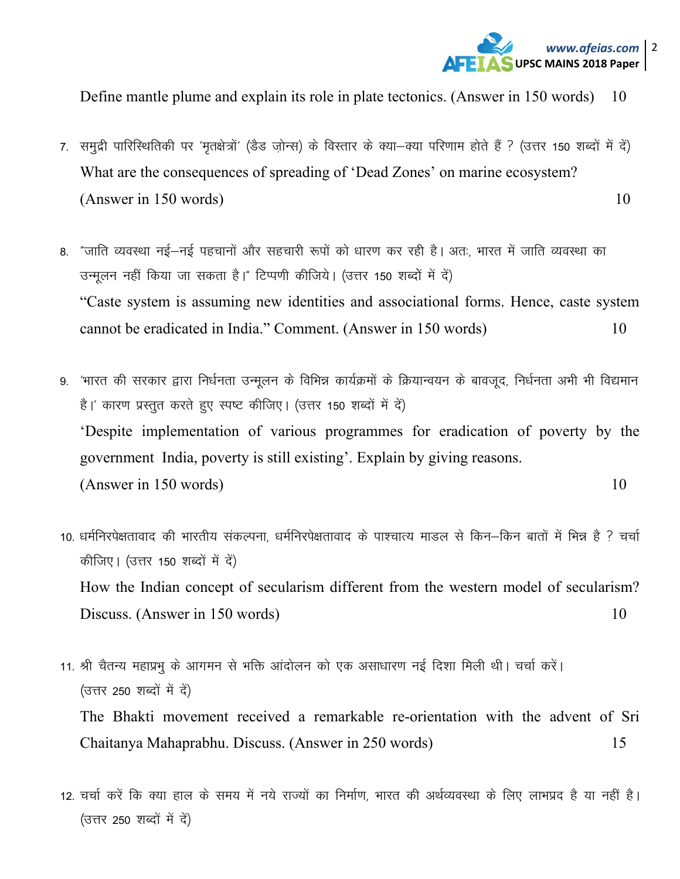Define mantle plume and explain its role in plate tectonics. (Answer in 150 words) 10

7. समुद्री पारिस्थितिकी पर 'मृतक्षेत्रों' (डेड ज़ोन्स) के विस्तार के क्या–क्या परिणाम होते हैं ? (उत्तर 150 शब्दों में दें)
What are the consequences of spreading of 'Dead Zones' on marine ecosystem? (Answer in 150 words) 10

8. "जाति व्यवस्था नई–नई पहचानों और सहचारी रूपों को धारण कर रही है। अतः, भारत में जाति व्यवस्था का उन्मूलन नहीं किया जा सकता है।" टिप्पणी कीजिये। (उत्तर 150 शब्दों में दें)
"Caste system is assuming new identities and associational forms. Hence, caste system cannot be eradicated in India." Comment. (Answer in 150 words) 10

9. 'भारत की सरकार द्वारा निर्धनता उन्मूलन के विभिन्न कार्यक्रमों के क्रियान्वयन के बावजूद, निर्धनता अभी भी विद्यमान है।' कारण प्रस्तुत करते हुए स्पष्ट कीजिए। (उत्तर 150 शब्दों में दें)
'Despite implementation of various programmes for eradication of poverty by the government India, poverty is still existing'. Explain by giving reasons. (Answer in 150 words) 10

10. धर्मनिरपेक्षतावाद की भारतीय संकल्पना, धर्मनिरपेक्षतावाद के पाश्चात्य माडल से किन–किन बातों में भिन्न है ? चर्चा कीजिए। (उत्तर 150 शब्दों में दें)
How the Indian concept of secularism different from the western model of secularism? Discuss. (Answer in 150 words) 10

11. श्री चैतन्य महाप्रभु के आगमन से भक्ति आंदोलन को एक असाधारण नई दिशा मिली थी। चर्चा करें। (उत्तर 250 शब्दों में दें)
The Bhakti movement received a remarkable re-orientation with the advent of Sri Chaitanya Mahaprabhu. Discuss. (Answer in 250 words) 15

12. चर्चा करें कि क्या हाल के समय में नये राज्यों का निर्माण, भारत की अर्थव्यवस्था के लिए लाभप्रद है या नहीं है। (उत्तर 250 शब्दों में दें)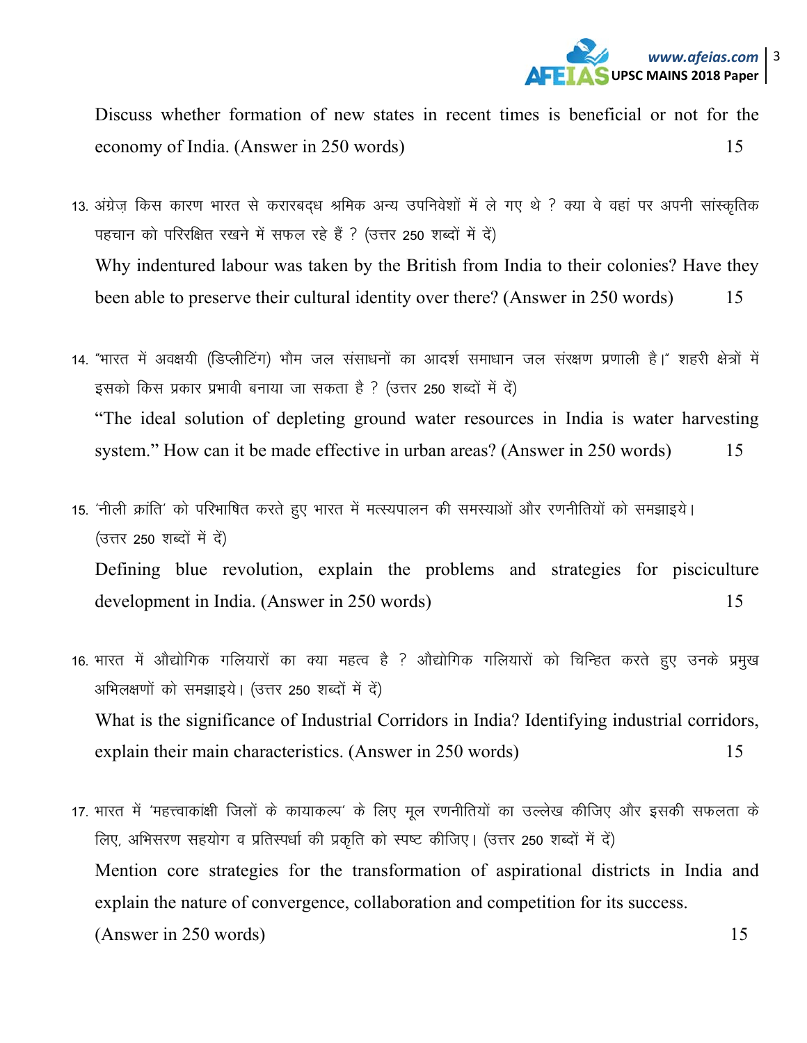Discuss whether formation of new states in recent times is beneficial or not for the economy of India. (Answer in 250 words) 15

13. अंग्रेज़ किस कारण भारत से करारबद्ध श्रमिक अन्य उपनिवेशों में ले गए थे ? क्या वे वहां पर अपनी सांस्कृतिक पहचान को परिरक्षित रखने में सफल रहे हैं ? (उत्तर 250 शब्दों में दें)

Why indentured labour was taken by the British from India to their colonies? Have they been able to preserve their cultural identity over there? (Answer in 250 words) 15

14. "भारत में अवक्षयी (डिप्लीटिंग) भौम जल संसाधनों का आदर्श समाधान जल संरक्षण प्रणाली है।" शहरी क्षेत्रों में इसको किस प्रकार प्रभावी बनाया जा सकता है ? (उत्तर 250 शब्दों में दें)

"The ideal solution of depleting ground water resources in India is water harvesting system." How can it be made effective in urban areas? (Answer in 250 words) 15

15. 'नीली क्रांति' को परिभाषित करते हुए भारत में मत्स्यपालन की समस्याओं और रणनीतियों को समझाइये। (उत्तर 250 शब्दों में दें)

Defining blue revolution, explain the problems and strategies for pisciculture development in India. (Answer in 250 words) 15

16. भारत में औद्योगिक गलियारों का क्या महत्व है ? औद्योगिक गलियारों को चिन्हित करते हुए उनके प्रमुख अभिलक्षणों को समझाइये। (उत्तर 250 शब्दों में दें)

What is the significance of Industrial Corridors in India? Identifying industrial corridors, explain their main characteristics. (Answer in 250 words) 15

17. भारत में 'महत्त्वाकांक्षी जिलों के कायाकल्प' के लिए मूल रणनीतियों का उल्लेख कीजिए और इसकी सफलता के लिए, अभिसरण सहयोग व प्रतिस्पर्धा की प्रकृति को स्पष्ट कीजिए। (उत्तर 250 शब्दों में दें)

Mention core strategies for the transformation of aspirational districts in India and explain the nature of convergence, collaboration and competition for its success. (Answer in 250 words) 15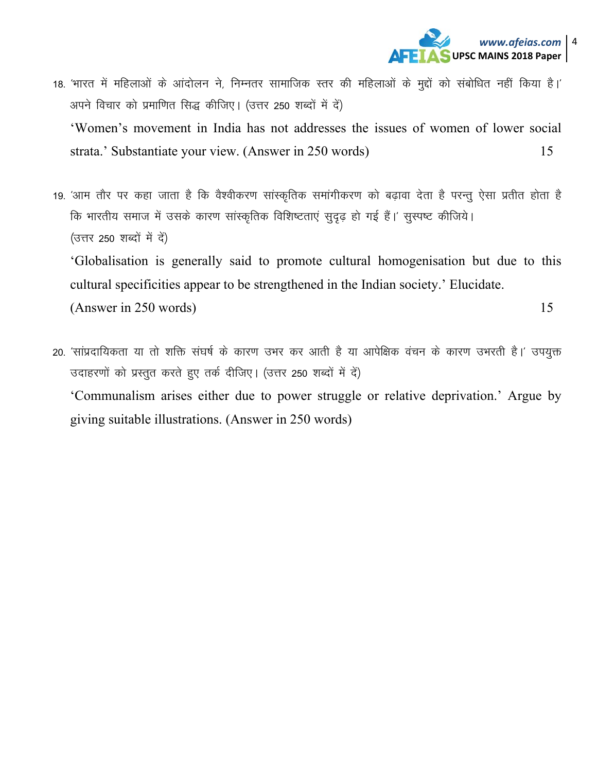18. 'भारत में महिलाओं के आंदोलन ने, निम्नतर सामाजिक स्तर की महिलाओं के मुद्दों को संबोधित नहीं किया है।' अपने विचार को प्रमाणित सिद्ध कीजिए। (उत्तर 250 शब्दों में दें)

    'Women's movement in India has not addresses the issues of women of lower social strata.' Substantiate your view. (Answer in 250 words) 15

19. 'आम तौर पर कहा जाता है कि वैश्वीकरण सांस्कृतिक समांगीकरण को बढ़ावा देता है परन्तु ऐसा प्रतीत होता है कि भारतीय समाज में उसके कारण सांस्कृतिक विशिष्टताएं सुदृढ़ हो गई हैं।' सुस्पष्ट कीजिये। (उत्तर 250 शब्दों में दें)

    'Globalisation is generally said to promote cultural homogenisation but due to this cultural specificities appear to be strengthened in the Indian society.' Elucidate. (Answer in 250 words) 15

20. 'सांप्रदायिकता या तो शक्ति संघर्ष के कारण उभर कर आती है या आपेक्षिक वंचन के कारण उभरती है।' उपयुक्त उदाहरणों को प्रस्तुत करते हुए तर्क दीजिए। (उत्तर 250 शब्दों में दें)

    'Communalism arises either due to power struggle or relative deprivation.' Argue by giving suitable illustrations. (Answer in 250 words)